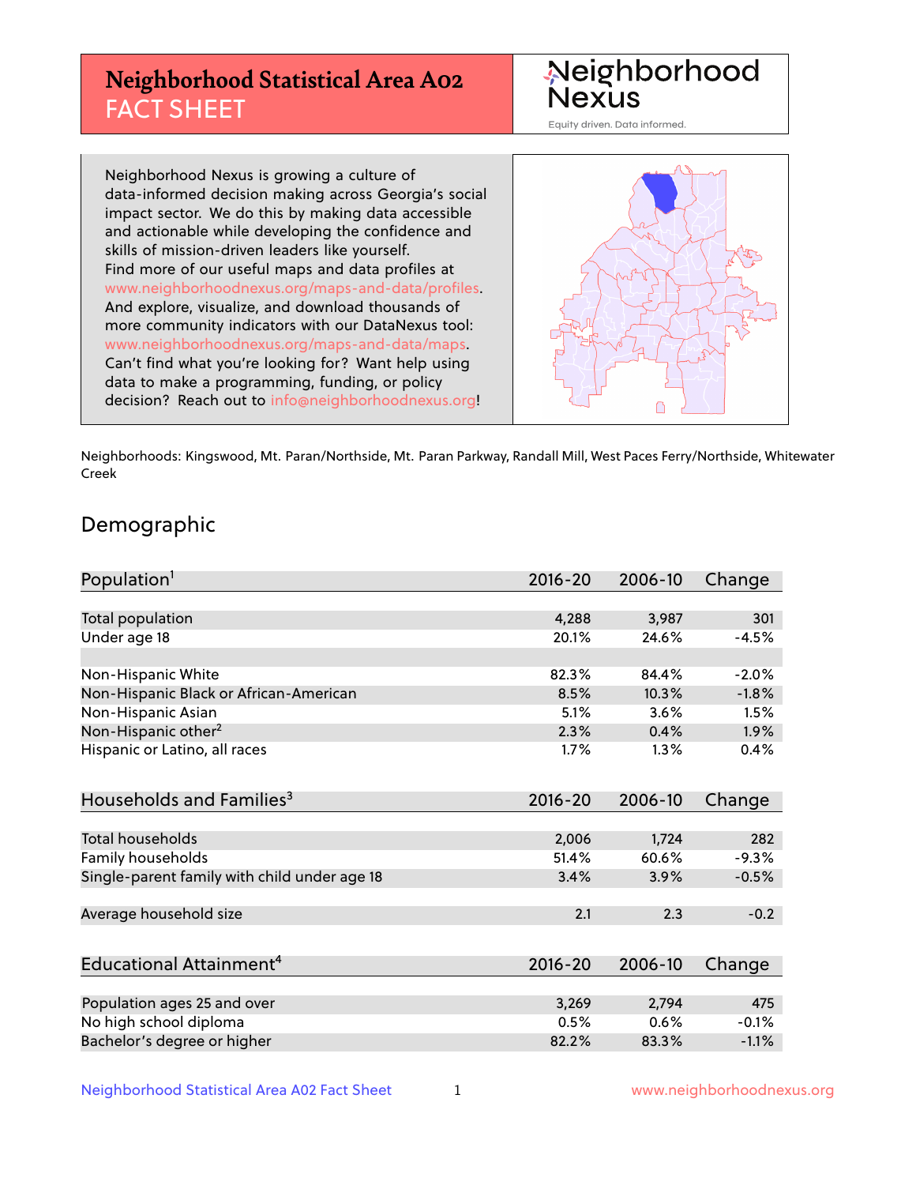# Neighborhood Statistical Area A02
## FACT SHEET

Neighborhood Nexus
Equity driven. Data informed.

Neighborhood Nexus is growing a culture of data-informed decision making across Georgia's social impact sector. We do this by making data accessible and actionable while developing the confidence and skills of mission-driven leaders like yourself. Find more of our useful maps and data profiles at www.neighborhoodnexus.org/maps-and-data/profiles. And explore, visualize, and download thousands of more community indicators with our DataNexus tool: www.neighborhoodnexus.org/maps-and-data/maps. Can't find what you're looking for? Want help using data to make a programming, funding, or policy decision? Reach out to info@neighborhoodnexus.org!

Neighborhoods: Kingswood, Mt. Paran/Northside, Mt. Paran Parkway, Randall Mill, West Paces Ferry/Northside, Whitewater Creek

## Demographic

| Population[1] | 2016-20 | 2006-10 | Change |
|---|---|---|---|
| Total population | 4,288 | 3,987 | 301 |
| Under age 18 | 20.1% | 24.6% | -4.5% |
| | | | |
| Non-Hispanic White | 82.3% | 84.4% | -2.0% |
| Non-Hispanic Black or African-American | 8.5% | 10.3% | -1.8% |
| Non-Hispanic Asian | 5.1% | 3.6% | 1.5% |
| Non-Hispanic other[2] | 2.3% | 0.4% | 1.9% |
| Hispanic or Latino, all races | 1.7% | 1.3% | 0.4% |

| Households and Families[3] | 2016-20 | 2006-10 | Change |
|---|---|---|---|
| Total households | 2,006 | 1,724 | 282 |
| Family households | 51.4% | 60.6% | -9.3% |
| Single-parent family with child under age 18 | 3.4% | 3.9% | -0.5% |
| | | | |
| Average household size | 2.1 | 2.3 | -0.2 |

| Educational Attainment[4] | 2016-20 | 2006-10 | Change |
|---|---|---|---|
| Population ages 25 and over | 3,269 | 2,794 | 475 |
| No high school diploma | 0.5% | 0.6% | -0.1% |
| Bachelor's degree or higher | 82.2% | 83.3% | -1.1% |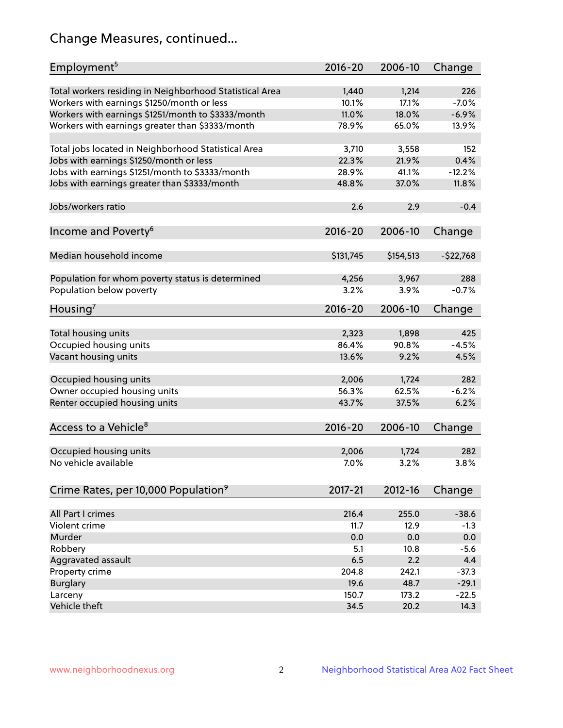## Change Measures, continued...

| Employment[5] | 2016-20 | 2006-10 | Change |
| --- | --- | --- | --- |
| Total workers residing in Neighborhood Statistical Area | 1,440 | 1,214 | 226 |
| Workers with earnings $1250/month or less | 10.1% | 17.1% | -7.0% |
| Workers with earnings $1251/month to $3333/month | 11.0% | 18.0% | -6.9% |
| Workers with earnings greater than $3333/month | 78.9% | 65.0% | 13.9% |
| | | | |
| Total jobs located in Neighborhood Statistical Area | 3,710 | 3,558 | 152 |
| Jobs with earnings $1250/month or less | 22.3% | 21.9% | 0.4% |
| Jobs with earnings $1251/month to $3333/month | 28.9% | 41.1% | -12.2% |
| Jobs with earnings greater than $3333/month | 48.8% | 37.0% | 11.8% |
| | | | |
| Jobs/workers ratio | 2.6 | 2.9 | -0.4 |

| Income and Poverty[6] | 2016-20 | 2006-10 | Change |
| --- | --- | --- | --- |
| Median household income | $131,745 | $154,513 | -$22,768 |
| | | | |
| Population for whom poverty status is determined | 4,256 | 3,967 | 288 |
| Population below poverty | 3.2% | 3.9% | -0.7% |

| Housing[7] | 2016-20 | 2006-10 | Change |
| --- | --- | --- | --- |
| Total housing units | 2,323 | 1,898 | 425 |
| Occupied housing units | 86.4% | 90.8% | -4.5% |
| Vacant housing units | 13.6% | 9.2% | 4.5% |
| | | | |
| Occupied housing units | 2,006 | 1,724 | 282 |
| Owner occupied housing units | 56.3% | 62.5% | -6.2% |
| Renter occupied housing units | 43.7% | 37.5% | 6.2% |

| Access to a Vehicle[8] | 2016-20 | 2006-10 | Change |
| --- | --- | --- | --- |
| Occupied housing units | 2,006 | 1,724 | 282 |
| No vehicle available | 7.0% | 3.2% | 3.8% |

| Crime Rates, per 10,000 Population[9] | 2017-21 | 2012-16 | Change |
| --- | --- | --- | --- |
| All Part I crimes | 216.4 | 255.0 | -38.6 |
| Violent crime | 11.7 | 12.9 | -1.3 |
| Murder | 0.0 | 0.0 | 0.0 |
| Robbery | 5.1 | 10.8 | -5.6 |
| Aggravated assault | 6.5 | 2.2 | 4.4 |
| Property crime | 204.8 | 242.1 | -37.3 |
| Burglary | 19.6 | 48.7 | -29.1 |
| Larceny | 150.7 | 173.2 | -22.5 |
| Vehicle theft | 34.5 | 20.2 | 14.3 |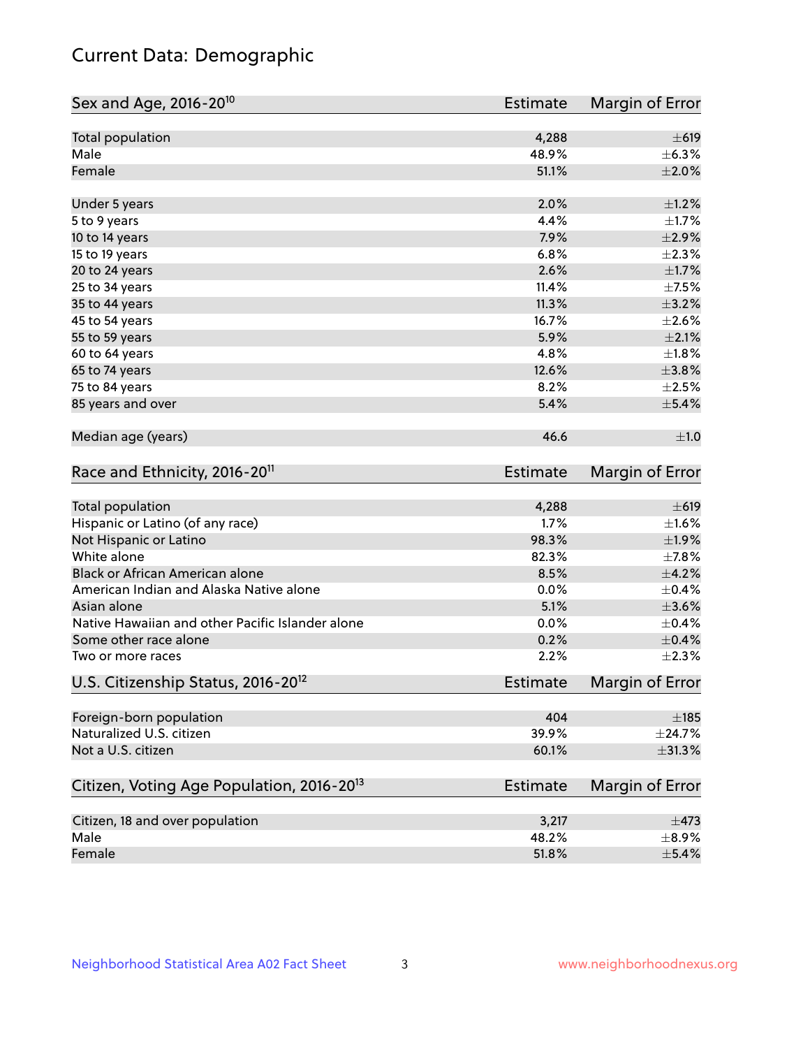# Current Data: Demographic

| Sex and Age, 2016-20[10] | Estimate | Margin of Error |
|---|---|---|
| Total population | 4,288 | ±619 |
| Male | 48.9% | ±6.3% |
| Female | 51.1% | ±2.0% |
| Under 5 years | 2.0% | ±1.2% |
| 5 to 9 years | 4.4% | ±1.7% |
| 10 to 14 years | 7.9% | ±2.9% |
| 15 to 19 years | 6.8% | ±2.3% |
| 20 to 24 years | 2.6% | ±1.7% |
| 25 to 34 years | 11.4% | ±7.5% |
| 35 to 44 years | 11.3% | ±3.2% |
| 45 to 54 years | 16.7% | ±2.6% |
| 55 to 59 years | 5.9% | ±2.1% |
| 60 to 64 years | 4.8% | ±1.8% |
| 65 to 74 years | 12.6% | ±3.8% |
| 75 to 84 years | 8.2% | ±2.5% |
| 85 years and over | 5.4% | ±5.4% |
| Median age (years) | 46.6 | ±1.0 |

| Race and Ethnicity, 2016-20[11] | Estimate | Margin of Error |
|---|---|---|
| Total population | 4,288 | ±619 |
| Hispanic or Latino (of any race) | 1.7% | ±1.6% |
| Not Hispanic or Latino | 98.3% | ±1.9% |
| White alone | 82.3% | ±7.8% |
| Black or African American alone | 8.5% | ±4.2% |
| American Indian and Alaska Native alone | 0.0% | ±0.4% |
| Asian alone | 5.1% | ±3.6% |
| Native Hawaiian and other Pacific Islander alone | 0.0% | ±0.4% |
| Some other race alone | 0.2% | ±0.4% |
| Two or more races | 2.2% | ±2.3% |

| U.S. Citizenship Status, 2016-20[12] | Estimate | Margin of Error |
|---|---|---|
| Foreign-born population | 404 | ±185 |
| Naturalized U.S. citizen | 39.9% | ±24.7% |
| Not a U.S. citizen | 60.1% | ±31.3% |

| Citizen, Voting Age Population, 2016-20[13] | Estimate | Margin of Error |
|---|---|---|
| Citizen, 18 and over population | 3,217 | ±473 |
| Male | 48.2% | ±8.9% |
| Female | 51.8% | ±5.4% |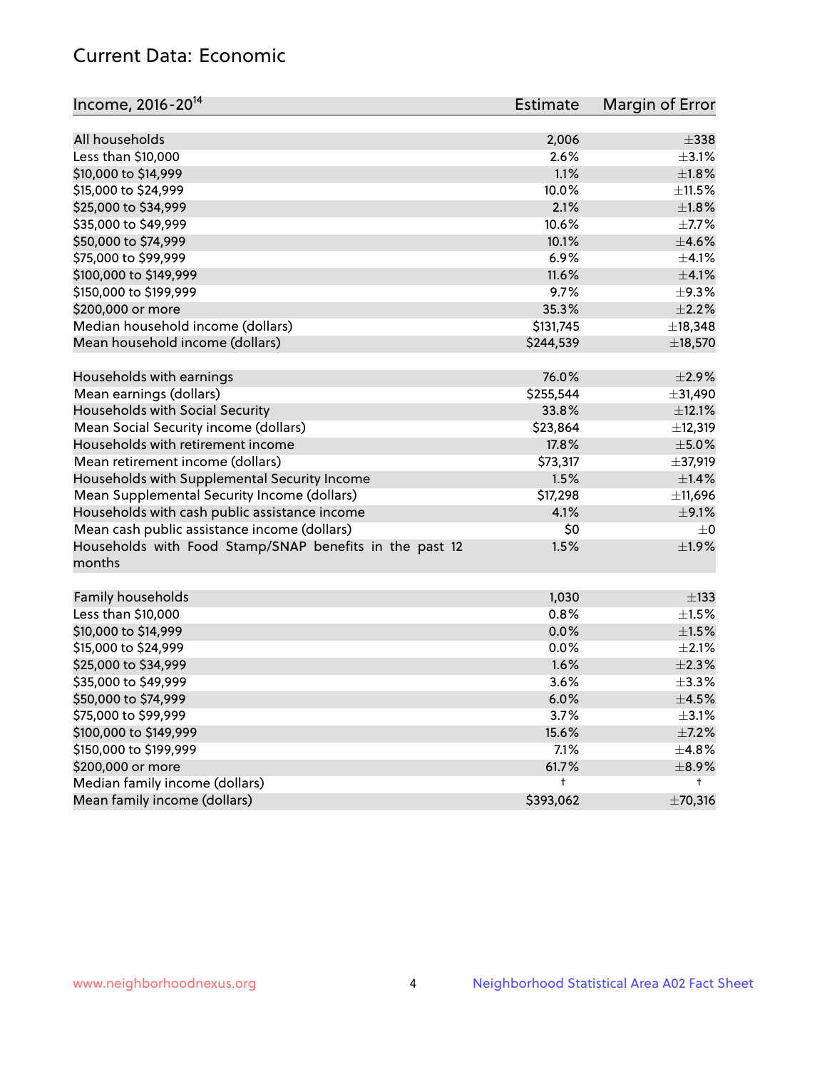## Current Data: Economic

| Income, 2016-20[14] | Estimate | Margin of Error |
|---|---|---|
| All households | 2,006 | ±338 |
| Less than $10,000 | 2.6% | ±3.1% |
| $10,000 to $14,999 | 1.1% | ±1.8% |
| $15,000 to $24,999 | 10.0% | ±11.5% |
| $25,000 to $34,999 | 2.1% | ±1.8% |
| $35,000 to $49,999 | 10.6% | ±7.7% |
| $50,000 to $74,999 | 10.1% | ±4.6% |
| $75,000 to $99,999 | 6.9% | ±4.1% |
| $100,000 to $149,999 | 11.6% | ±4.1% |
| $150,000 to $199,999 | 9.7% | ±9.3% |
| $200,000 or more | 35.3% | ±2.2% |
| Median household income (dollars) | $131,745 | ±18,348 |
| Mean household income (dollars) | $244,539 | ±18,570 |
| | | |
| Households with earnings | 76.0% | ±2.9% |
| Mean earnings (dollars) | $255,544 | ±31,490 |
| Households with Social Security | 33.8% | ±12.1% |
| Mean Social Security income (dollars) | $23,864 | ±12,319 |
| Households with retirement income | 17.8% | ±5.0% |
| Mean retirement income (dollars) | $73,317 | ±37,919 |
| Households with Supplemental Security Income | 1.5% | ±1.4% |
| Mean Supplemental Security Income (dollars) | $17,298 | ±11,696 |
| Households with cash public assistance income | 4.1% | ±9.1% |
| Mean cash public assistance income (dollars) | $0 | ±0 |
| Households with Food Stamp/SNAP benefits in the past 12 months | 1.5% | ±1.9% |
| | | |
| Family households | 1,030 | ±133 |
| Less than $10,000 | 0.8% | ±1.5% |
| $10,000 to $14,999 | 0.0% | ±1.5% |
| $15,000 to $24,999 | 0.0% | ±2.1% |
| $25,000 to $34,999 | 1.6% | ±2.3% |
| $35,000 to $49,999 | 3.6% | ±3.3% |
| $50,000 to $74,999 | 6.0% | ±4.5% |
| $75,000 to $99,999 | 3.7% | ±3.1% |
| $100,000 to $149,999 | 15.6% | ±7.2% |
| $150,000 to $199,999 | 7.1% | ±4.8% |
| $200,000 or more | 61.7% | ±8.9% |
| Median family income (dollars) | † | † |
| Mean family income (dollars) | $393,062 | ±70,316 |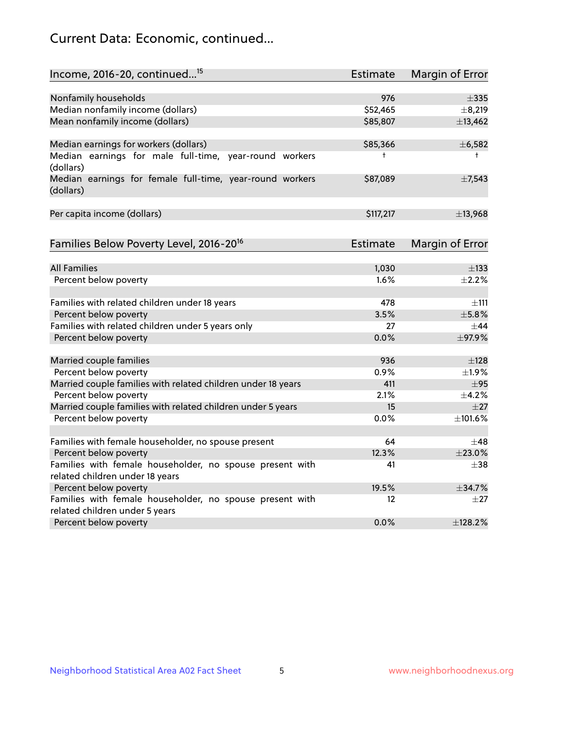## Current Data: Economic, continued...

| Income, 2016-20, continued...[15] | Estimate | Margin of Error |
|---|---|---|
| Nonfamily households | 976 | ±335 |
| Median nonfamily income (dollars) | $52,465 | ±8,219 |
| Mean nonfamily income (dollars) | $85,807 | ±13,462 |
| | | |
| Median earnings for workers (dollars) | $85,366 | ±6,582 |
| Median earnings for male full-time, year-round workers (dollars) | † | † |
| Median earnings for female full-time, year-round workers (dollars) | $87,089 | ±7,543 |
| | | |
| Per capita income (dollars) | $117,217 | ±13,968 |

| Families Below Poverty Level, 2016-20[16] | Estimate | Margin of Error |
|---|---|---|
| All Families | 1,030 | ±133 |
| Percent below poverty | 1.6% | ±2.2% |
| | | |
| Families with related children under 18 years | 478 | ±111 |
| Percent below poverty | 3.5% | ±5.8% |
| Families with related children under 5 years only | 27 | ±44 |
| Percent below poverty | 0.0% | ±97.9% |
| | | |
| Married couple families | 936 | ±128 |
| Percent below poverty | 0.9% | ±1.9% |
| Married couple families with related children under 18 years | 411 | ±95 |
| Percent below poverty | 2.1% | ±4.2% |
| Married couple families with related children under 5 years | 15 | ±27 |
| Percent below poverty | 0.0% | ±101.6% |
| | | |
| Families with female householder, no spouse present | 64 | ±48 |
| Percent below poverty | 12.3% | ±23.0% |
| Families with female householder, no spouse present with related children under 18 years | 41 | ±38 |
| Percent below poverty | 19.5% | ±34.7% |
| Families with female householder, no spouse present with related children under 5 years | 12 | ±27 |
| Percent below poverty | 0.0% | ±128.2% |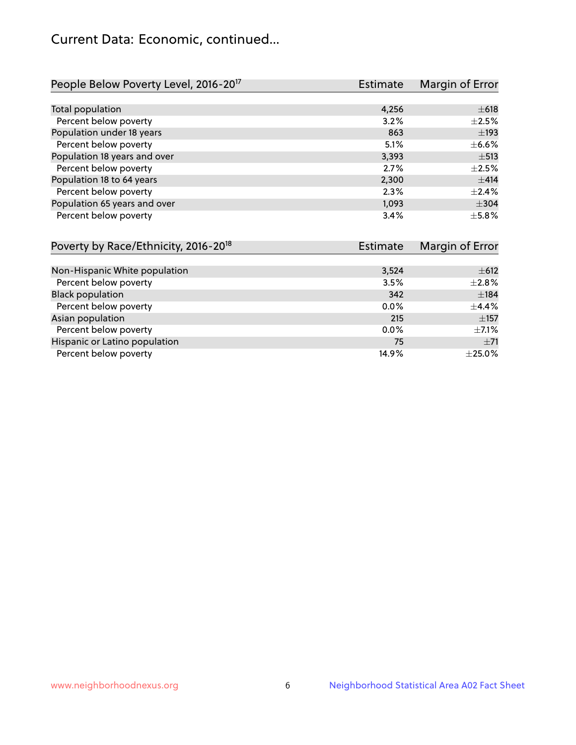# Current Data: Economic, continued...

| People Below Poverty Level, 2016-20[17] | Estimate | Margin of Error |
|---|---|---|
| Total population | 4,256 | ±618 |
| Percent below poverty | 3.2% | ±2.5% |
| Population under 18 years | 863 | ±193 |
| Percent below poverty | 5.1% | ±6.6% |
| Population 18 years and over | 3,393 | ±513 |
| Percent below poverty | 2.7% | ±2.5% |
| Population 18 to 64 years | 2,300 | ±414 |
| Percent below poverty | 2.3% | ±2.4% |
| Population 65 years and over | 1,093 | ±304 |
| Percent below poverty | 3.4% | ±5.8% |

| Poverty by Race/Ethnicity, 2016-20[18] | Estimate | Margin of Error |
|---|---|---|
| Non-Hispanic White population | 3,524 | ±612 |
| Percent below poverty | 3.5% | ±2.8% |
| Black population | 342 | ±184 |
| Percent below poverty | 0.0% | ±4.4% |
| Asian population | 215 | ±157 |
| Percent below poverty | 0.0% | ±7.1% |
| Hispanic or Latino population | 75 | ±71 |
| Percent below poverty | 14.9% | ±25.0% |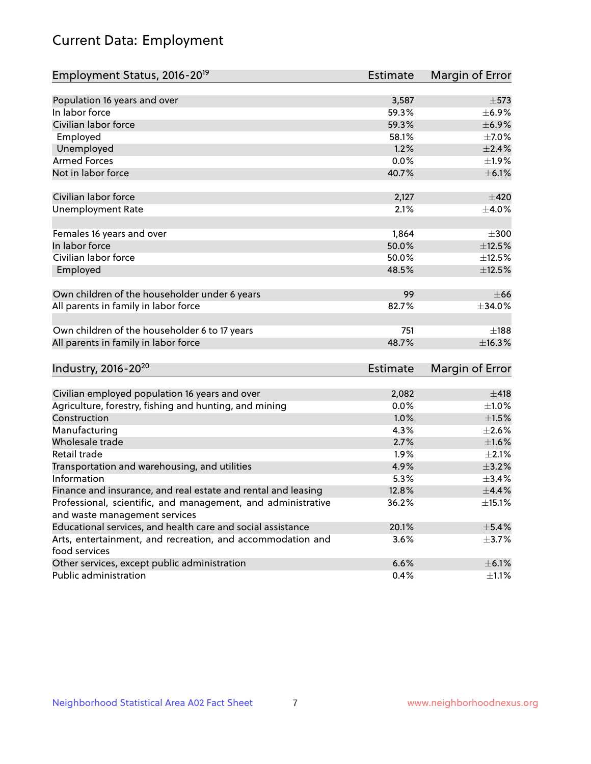# Current Data: Employment

| Employment Status, 2016-20[19] | Estimate | Margin of Error |
|---|---|---|
| Population 16 years and over | 3,587 | ±573 |
| In labor force | 59.3% | ±6.9% |
| Civilian labor force | 59.3% | ±6.9% |
| Employed | 58.1% | ±7.0% |
| Unemployed | 1.2% | ±2.4% |
| Armed Forces | 0.0% | ±1.9% |
| Not in labor force | 40.7% | ±6.1% |
| | | |
| Civilian labor force | 2,127 | ±420 |
| Unemployment Rate | 2.1% | ±4.0% |
| | | |
| Females 16 years and over | 1,864 | ±300 |
| In labor force | 50.0% | ±12.5% |
| Civilian labor force | 50.0% | ±12.5% |
| Employed | 48.5% | ±12.5% |
| | | |
| Own children of the householder under 6 years | 99 | ±66 |
| All parents in family in labor force | 82.7% | ±34.0% |
| | | |
| Own children of the householder 6 to 17 years | 751 | ±188 |
| All parents in family in labor force | 48.7% | ±16.3% |

| Industry, 2016-20[20] | Estimate | Margin of Error |
|---|---|---|
| Civilian employed population 16 years and over | 2,082 | ±418 |
| Agriculture, forestry, fishing and hunting, and mining | 0.0% | ±1.0% |
| Construction | 1.0% | ±1.5% |
| Manufacturing | 4.3% | ±2.6% |
| Wholesale trade | 2.7% | ±1.6% |
| Retail trade | 1.9% | ±2.1% |
| Transportation and warehousing, and utilities | 4.9% | ±3.2% |
| Information | 5.3% | ±3.4% |
| Finance and insurance, and real estate and rental and leasing | 12.8% | ±4.4% |
| Professional, scientific, and management, and administrative and waste management services | 36.2% | ±15.1% |
| Educational services, and health care and social assistance | 20.1% | ±5.4% |
| Arts, entertainment, and recreation, and accommodation and food services | 3.6% | ±3.7% |
| Other services, except public administration | 6.6% | ±6.1% |
| Public administration | 0.4% | ±1.1% |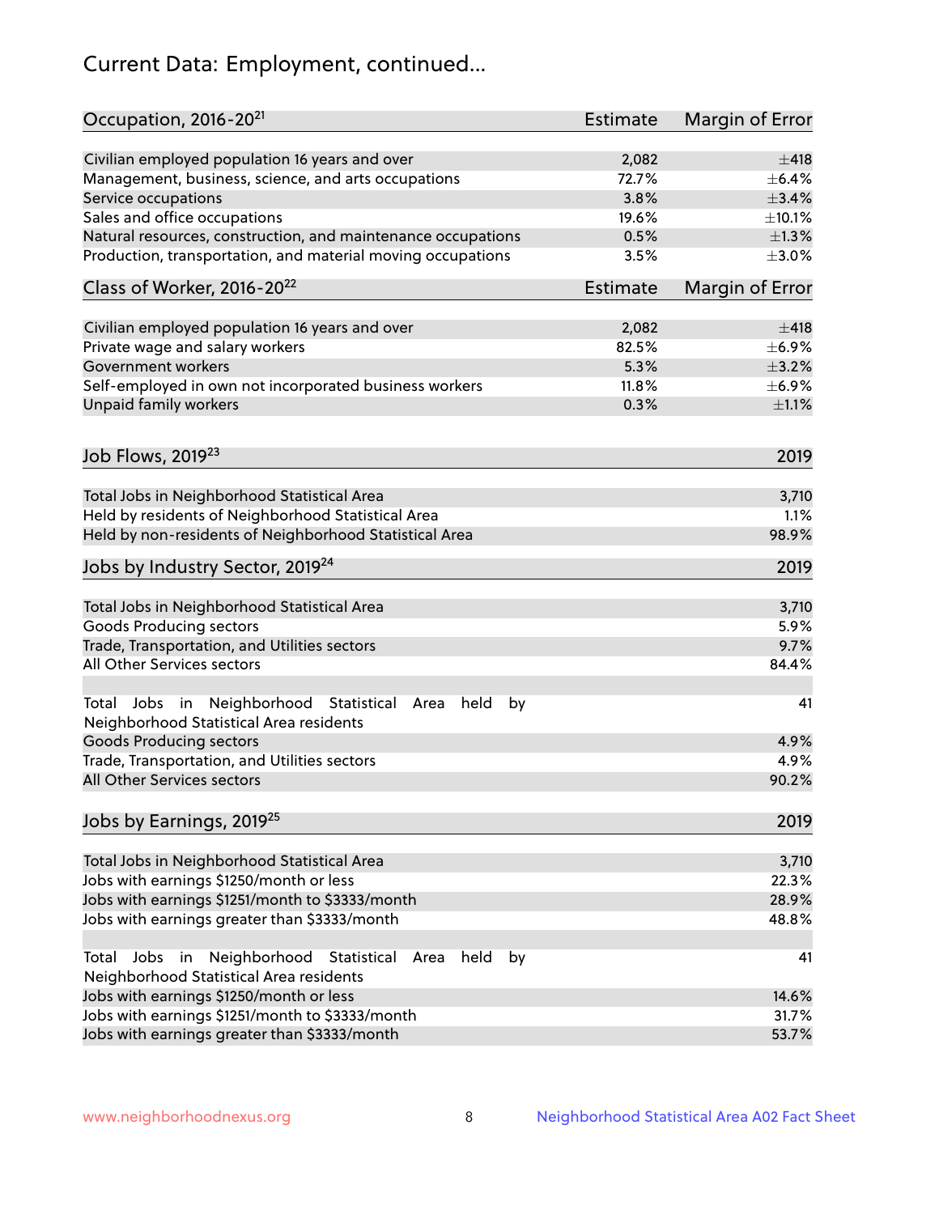# Current Data: Employment, continued...

| Occupation, 2016-20[21] | Estimate | Margin of Error |
|---|---|---|
| Civilian employed population 16 years and over | 2,082 | ±418 |
| Management, business, science, and arts occupations | 72.7% | ±6.4% |
| Service occupations | 3.8% | ±3.4% |
| Sales and office occupations | 19.6% | ±10.1% |
| Natural resources, construction, and maintenance occupations | 0.5% | ±1.3% |
| Production, transportation, and material moving occupations | 3.5% | ±3.0% |

| Class of Worker, 2016-20[22] | Estimate | Margin of Error |
|---|---|---|
| Civilian employed population 16 years and over | 2,082 | ±418 |
| Private wage and salary workers | 82.5% | ±6.9% |
| Government workers | 5.3% | ±3.2% |
| Self-employed in own not incorporated business workers | 11.8% | ±6.9% |
| Unpaid family workers | 0.3% | ±1.1% |

| Job Flows, 2019[23] | 2019 |
|---|---|
| Total Jobs in Neighborhood Statistical Area | 3,710 |
| Held by residents of Neighborhood Statistical Area | 1.1% |
| Held by non-residents of Neighborhood Statistical Area | 98.9% |

| Jobs by Industry Sector, 2019[24] | 2019 |
|---|---|
| Total Jobs in Neighborhood Statistical Area | 3,710 |
| Goods Producing sectors | 5.9% |
| Trade, Transportation, and Utilities sectors | 9.7% |
| All Other Services sectors | 84.4% |
| | |
| Total Jobs in Neighborhood Statistical Area held by Neighborhood Statistical Area residents | 41 |
| Goods Producing sectors | 4.9% |
| Trade, Transportation, and Utilities sectors | 4.9% |
| All Other Services sectors | 90.2% |

| Jobs by Earnings, 2019[25] | 2019 |
|---|---|
| Total Jobs in Neighborhood Statistical Area | 3,710 |
| Jobs with earnings $1250/month or less | 22.3% |
| Jobs with earnings $1251/month to $3333/month | 28.9% |
| Jobs with earnings greater than $3333/month | 48.8% |
| | |
| Total Jobs in Neighborhood Statistical Area held by Neighborhood Statistical Area residents | 41 |
| Jobs with earnings $1250/month or less | 14.6% |
| Jobs with earnings $1251/month to $3333/month | 31.7% |
| Jobs with earnings greater than $3333/month | 53.7% |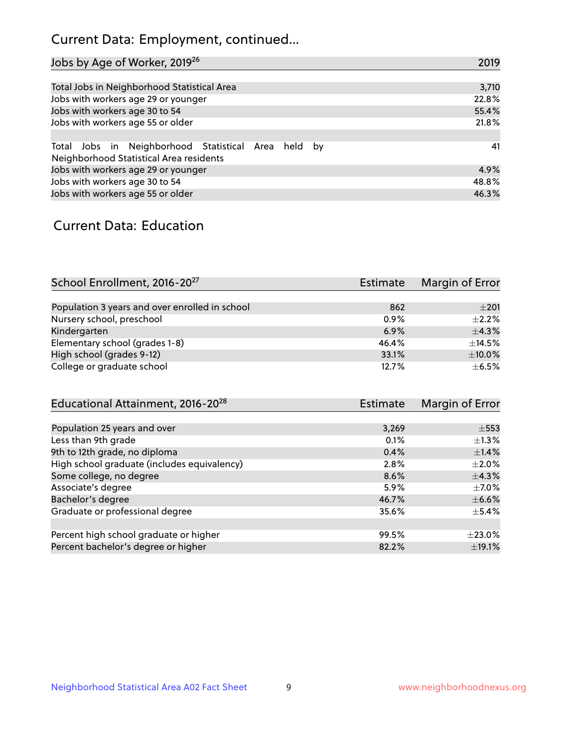## Current Data: Employment, continued...

| Jobs by Age of Worker, 2019[26] | 2019 |
|---|---|
| Total Jobs in Neighborhood Statistical Area | 3,710 |
| Jobs with workers age 29 or younger | 22.8% |
| Jobs with workers age 30 to 54 | 55.4% |
| Jobs with workers age 55 or older | 21.8% |
| | |
| Total Jobs in Neighborhood Statistical Area held by Neighborhood Statistical Area residents | 41 |
| Jobs with workers age 29 or younger | 4.9% |
| Jobs with workers age 30 to 54 | 48.8% |
| Jobs with workers age 55 or older | 46.3% |

## Current Data: Education

| School Enrollment, 2016-20[27] | Estimate | Margin of Error |
|---|---|---|
| Population 3 years and over enrolled in school | 862 | ±201 |
| Nursery school, preschool | 0.9% | ±2.2% |
| Kindergarten | 6.9% | ±4.3% |
| Elementary school (grades 1-8) | 46.4% | ±14.5% |
| High school (grades 9-12) | 33.1% | ±10.0% |
| College or graduate school | 12.7% | ±6.5% |

| Educational Attainment, 2016-20[28] | Estimate | Margin of Error |
|---|---|---|
| Population 25 years and over | 3,269 | ±553 |
| Less than 9th grade | 0.1% | ±1.3% |
| 9th to 12th grade, no diploma | 0.4% | ±1.4% |
| High school graduate (includes equivalency) | 2.8% | ±2.0% |
| Some college, no degree | 8.6% | ±4.3% |
| Associate's degree | 5.9% | ±7.0% |
| Bachelor's degree | 46.7% | ±6.6% |
| Graduate or professional degree | 35.6% | ±5.4% |
| | | |
| Percent high school graduate or higher | 99.5% | ±23.0% |
| Percent bachelor's degree or higher | 82.2% | ±19.1% |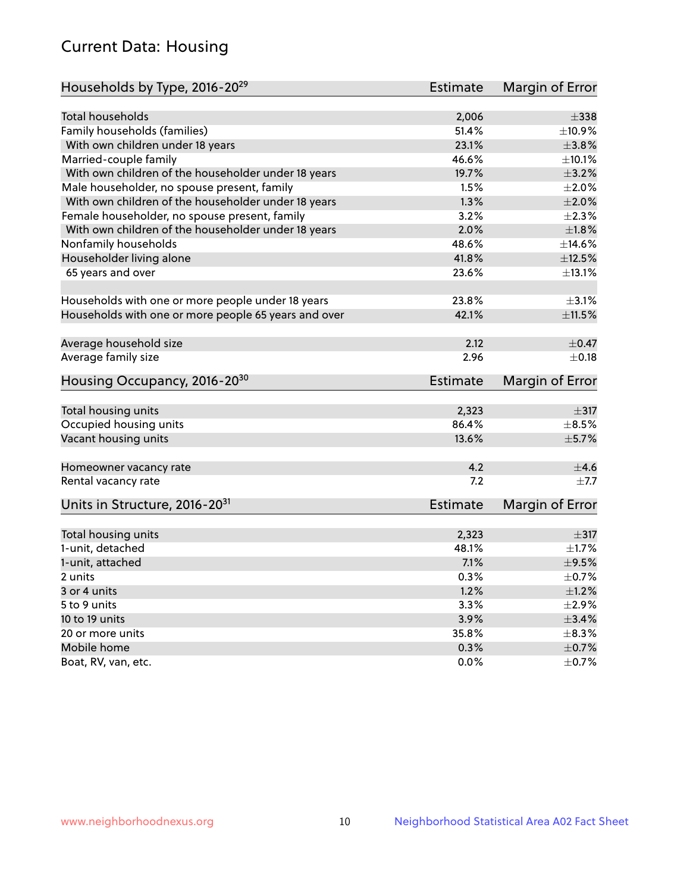# Current Data: Housing

| Households by Type, 2016-20[29] | Estimate | Margin of Error |
|---|---|---|
| Total households | 2,006 | ±338 |
| Family households (families) | 51.4% | ±10.9% |
| With own children under 18 years | 23.1% | ±3.8% |
| Married-couple family | 46.6% | ±10.1% |
| With own children of the householder under 18 years | 19.7% | ±3.2% |
| Male householder, no spouse present, family | 1.5% | ±2.0% |
| With own children of the householder under 18 years | 1.3% | ±2.0% |
| Female householder, no spouse present, family | 3.2% | ±2.3% |
| With own children of the householder under 18 years | 2.0% | ±1.8% |
| Nonfamily households | 48.6% | ±14.6% |
| Householder living alone | 41.8% | ±12.5% |
| 65 years and over | 23.6% | ±13.1% |
| | | |
| Households with one or more people under 18 years | 23.8% | ±3.1% |
| Households with one or more people 65 years and over | 42.1% | ±11.5% |
| | | |
| Average household size | 2.12 | ±0.47 |
| Average family size | 2.96 | ±0.18 |

| Housing Occupancy, 2016-20[30] | Estimate | Margin of Error |
|---|---|---|
| Total housing units | 2,323 | ±317 |
| Occupied housing units | 86.4% | ±8.5% |
| Vacant housing units | 13.6% | ±5.7% |
| | | |
| Homeowner vacancy rate | 4.2 | ±4.6 |
| Rental vacancy rate | 7.2 | ±7.7 |

| Units in Structure, 2016-20[31] | Estimate | Margin of Error |
|---|---|---|
| Total housing units | 2,323 | ±317 |
| 1-unit, detached | 48.1% | ±1.7% |
| 1-unit, attached | 7.1% | ±9.5% |
| 2 units | 0.3% | ±0.7% |
| 3 or 4 units | 1.2% | ±1.2% |
| 5 to 9 units | 3.3% | ±2.9% |
| 10 to 19 units | 3.9% | ±3.4% |
| 20 or more units | 35.8% | ±8.3% |
| Mobile home | 0.3% | ±0.7% |
| Boat, RV, van, etc. | 0.0% | ±0.7% |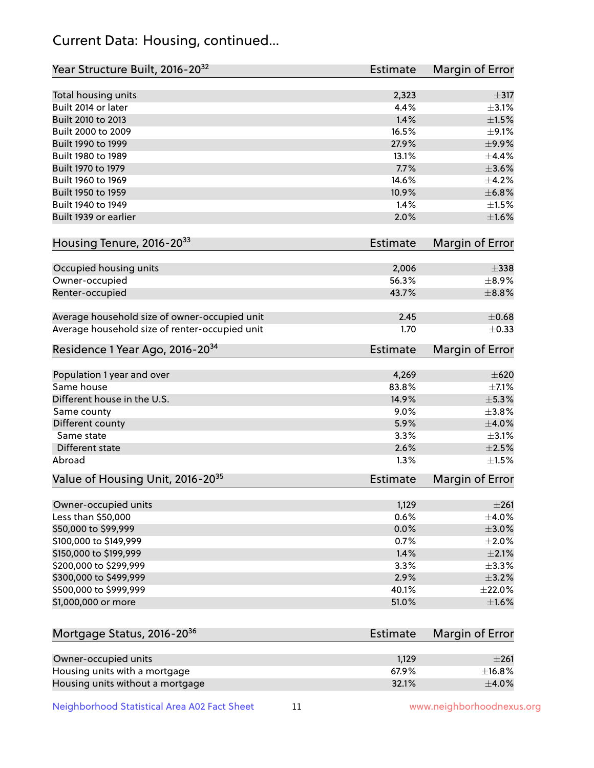## Current Data: Housing, continued...

| Year Structure Built, 2016-20[32] | Estimate | Margin of Error |
|---|---|---|
| Total housing units | 2,323 | ±317 |
| Built 2014 or later | 4.4% | ±3.1% |
| Built 2010 to 2013 | 1.4% | ±1.5% |
| Built 2000 to 2009 | 16.5% | ±9.1% |
| Built 1990 to 1999 | 27.9% | ±9.9% |
| Built 1980 to 1989 | 13.1% | ±4.4% |
| Built 1970 to 1979 | 7.7% | ±3.6% |
| Built 1960 to 1969 | 14.6% | ±4.2% |
| Built 1950 to 1959 | 10.9% | ±6.8% |
| Built 1940 to 1949 | 1.4% | ±1.5% |
| Built 1939 or earlier | 2.0% | ±1.6% |

| Housing Tenure, 2016-20[33] | Estimate | Margin of Error |
|---|---|---|
| Occupied housing units | 2,006 | ±338 |
| Owner-occupied | 56.3% | ±8.9% |
| Renter-occupied | 43.7% | ±8.8% |
| Average household size of owner-occupied unit | 2.45 | ±0.68 |
| Average household size of renter-occupied unit | 1.70 | ±0.33 |

| Residence 1 Year Ago, 2016-20[34] | Estimate | Margin of Error |
|---|---|---|
| Population 1 year and over | 4,269 | ±620 |
| Same house | 83.8% | ±7.1% |
| Different house in the U.S. | 14.9% | ±5.3% |
| Same county | 9.0% | ±3.8% |
| Different county | 5.9% | ±4.0% |
| Same state | 3.3% | ±3.1% |
| Different state | 2.6% | ±2.5% |
| Abroad | 1.3% | ±1.5% |

| Value of Housing Unit, 2016-20[35] | Estimate | Margin of Error |
|---|---|---|
| Owner-occupied units | 1,129 | ±261 |
| Less than $50,000 | 0.6% | ±4.0% |
| $50,000 to $99,999 | 0.0% | ±3.0% |
| $100,000 to $149,999 | 0.7% | ±2.0% |
| $150,000 to $199,999 | 1.4% | ±2.1% |
| $200,000 to $299,999 | 3.3% | ±3.3% |
| $300,000 to $499,999 | 2.9% | ±3.2% |
| $500,000 to $999,999 | 40.1% | ±22.0% |
| $1,000,000 or more | 51.0% | ±1.6% |

| Mortgage Status, 2016-20[36] | Estimate | Margin of Error |
|---|---|---|
| Owner-occupied units | 1,129 | ±261 |
| Housing units with a mortgage | 67.9% | ±16.8% |
| Housing units without a mortgage | 32.1% | ±4.0% |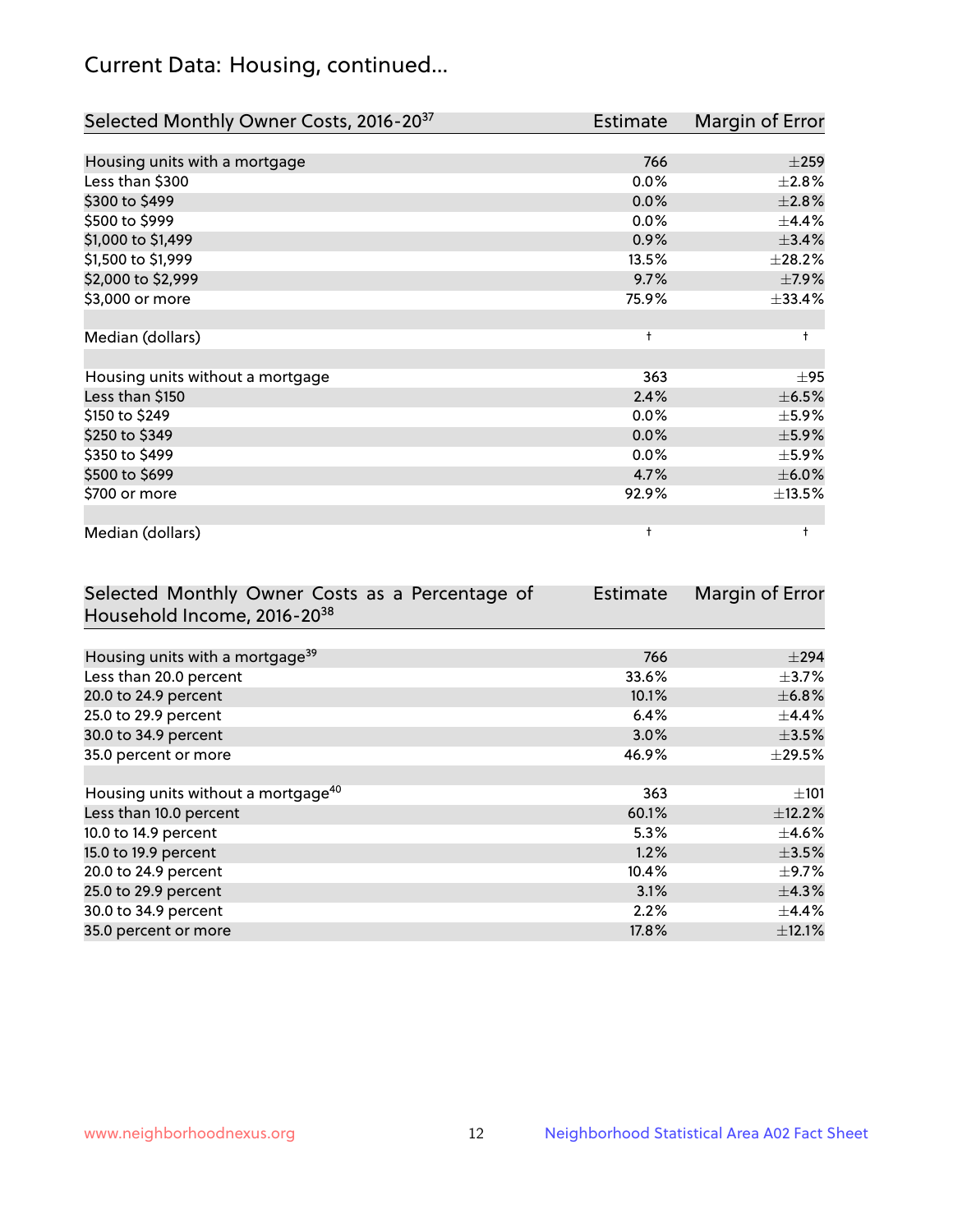## Current Data: Housing, continued...

| Selected Monthly Owner Costs, 2016-20[37] | Estimate | Margin of Error |
|---|---|---|
| Housing units with a mortgage | 766 | ±259 |
| Less than $300 | 0.0% | ±2.8% |
| $300 to $499 | 0.0% | ±2.8% |
| $500 to $999 | 0.0% | ±4.4% |
| $1,000 to $1,499 | 0.9% | ±3.4% |
| $1,500 to $1,999 | 13.5% | ±28.2% |
| $2,000 to $2,999 | 9.7% | ±7.9% |
| $3,000 or more | 75.9% | ±33.4% |
| | | |
| Median (dollars) | † | † |
| | | |
| Housing units without a mortgage | 363 | ±95 |
| Less than $150 | 2.4% | ±6.5% |
| $150 to $249 | 0.0% | ±5.9% |
| $250 to $349 | 0.0% | ±5.9% |
| $350 to $499 | 0.0% | ±5.9% |
| $500 to $699 | 4.7% | ±6.0% |
| $700 or more | 92.9% | ±13.5% |
| | | |
| Median (dollars) | † | † |

| Selected Monthly Owner Costs as a Percentage of Household Income, 2016-20[38] | Estimate | Margin of Error |
|---|---|---|
| Housing units with a mortgage[39] | 766 | ±294 |
| Less than 20.0 percent | 33.6% | ±3.7% |
| 20.0 to 24.9 percent | 10.1% | ±6.8% |
| 25.0 to 29.9 percent | 6.4% | ±4.4% |
| 30.0 to 34.9 percent | 3.0% | ±3.5% |
| 35.0 percent or more | 46.9% | ±29.5% |
| | | |
| Housing units without a mortgage[40] | 363 | ±101 |
| Less than 10.0 percent | 60.1% | ±12.2% |
| 10.0 to 14.9 percent | 5.3% | ±4.6% |
| 15.0 to 19.9 percent | 1.2% | ±3.5% |
| 20.0 to 24.9 percent | 10.4% | ±9.7% |
| 25.0 to 29.9 percent | 3.1% | ±4.3% |
| 30.0 to 34.9 percent | 2.2% | ±4.4% |
| 35.0 percent or more | 17.8% | ±12.1% |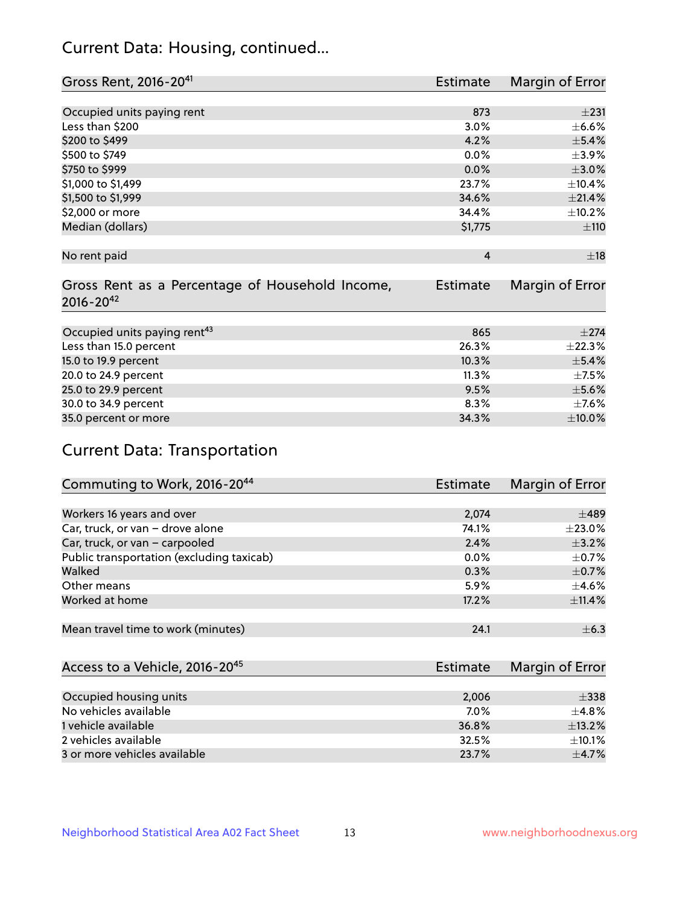## Current Data: Housing, continued...

| Gross Rent, 2016-20[41] | Estimate | Margin of Error |
|---|---|---|
| Occupied units paying rent | 873 | ±231 |
| Less than $200 | 3.0% | ±6.6% |
| $200 to $499 | 4.2% | ±5.4% |
| $500 to $749 | 0.0% | ±3.9% |
| $750 to $999 | 0.0% | ±3.0% |
| $1,000 to $1,499 | 23.7% | ±10.4% |
| $1,500 to $1,999 | 34.6% | ±21.4% |
| $2,000 or more | 34.4% | ±10.2% |
| Median (dollars) | $1,775 | ±110 |
| No rent paid | 4 | ±18 |

| Gross Rent as a Percentage of Household Income, 2016-20[42] | Estimate | Margin of Error |
|---|---|---|
| Occupied units paying rent[43] | 865 | ±274 |
| Less than 15.0 percent | 26.3% | ±22.3% |
| 15.0 to 19.9 percent | 10.3% | ±5.4% |
| 20.0 to 24.9 percent | 11.3% | ±7.5% |
| 25.0 to 29.9 percent | 9.5% | ±5.6% |
| 30.0 to 34.9 percent | 8.3% | ±7.6% |
| 35.0 percent or more | 34.3% | ±10.0% |

## Current Data: Transportation

| Commuting to Work, 2016-20[44] | Estimate | Margin of Error |
|---|---|---|
| Workers 16 years and over | 2,074 | ±489 |
| Car, truck, or van – drove alone | 74.1% | ±23.0% |
| Car, truck, or van – carpooled | 2.4% | ±3.2% |
| Public transportation (excluding taxicab) | 0.0% | ±0.7% |
| Walked | 0.3% | ±0.7% |
| Other means | 5.9% | ±4.6% |
| Worked at home | 17.2% | ±11.4% |
| Mean travel time to work (minutes) | 24.1 | ±6.3 |

| Access to a Vehicle, 2016-20[45] | Estimate | Margin of Error |
|---|---|---|
| Occupied housing units | 2,006 | ±338 |
| No vehicles available | 7.0% | ±4.8% |
| 1 vehicle available | 36.8% | ±13.2% |
| 2 vehicles available | 32.5% | ±10.1% |
| 3 or more vehicles available | 23.7% | ±4.7% |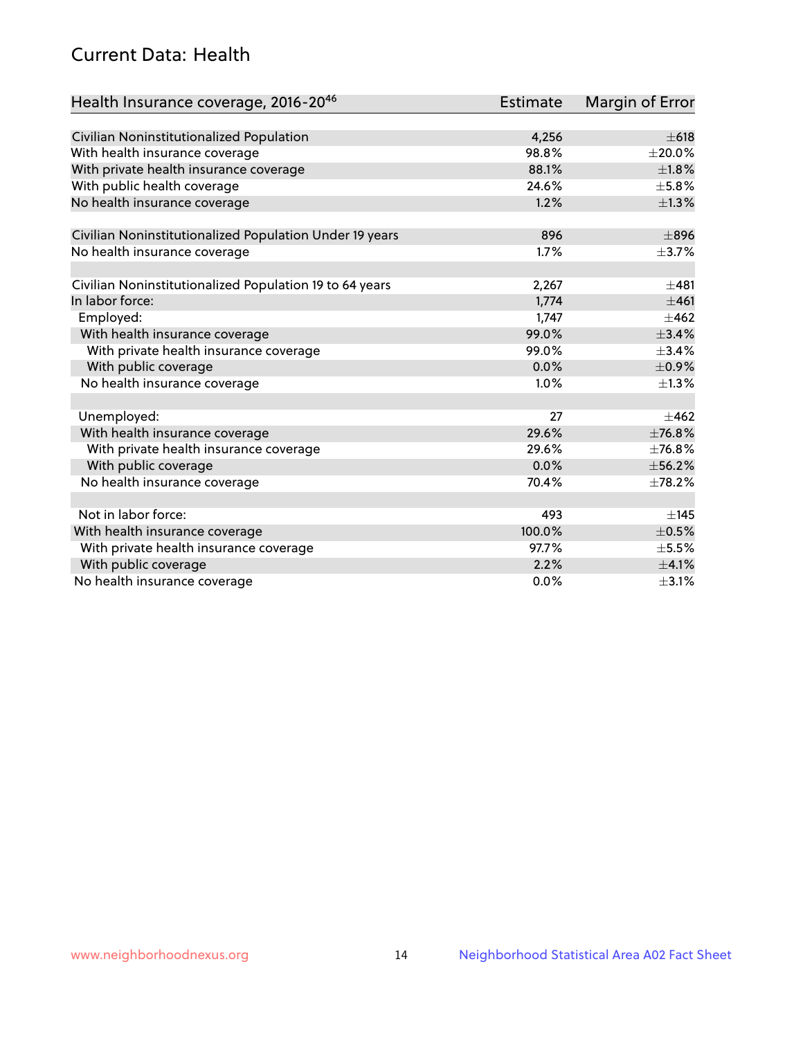## Current Data: Health

| Health Insurance coverage, 2016-20[46] | Estimate | Margin of Error |
|---|---|---|
| Civilian Noninstitutionalized Population | 4,256 | ±618 |
| With health insurance coverage | 98.8% | ±20.0% |
| With private health insurance coverage | 88.1% | ±1.8% |
| With public health coverage | 24.6% | ±5.8% |
| No health insurance coverage | 1.2% | ±1.3% |
| | | |
| Civilian Noninstitutionalized Population Under 19 years | 896 | ±896 |
| No health insurance coverage | 1.7% | ±3.7% |
| | | |
| Civilian Noninstitutionalized Population 19 to 64 years | 2,267 | ±481 |
| In labor force: | 1,774 | ±461 |
| Employed: | 1,747 | ±462 |
| With health insurance coverage | 99.0% | ±3.4% |
| With private health insurance coverage | 99.0% | ±3.4% |
| With public coverage | 0.0% | ±0.9% |
| No health insurance coverage | 1.0% | ±1.3% |
| | | |
| Unemployed: | 27 | ±462 |
| With health insurance coverage | 29.6% | ±76.8% |
| With private health insurance coverage | 29.6% | ±76.8% |
| With public coverage | 0.0% | ±56.2% |
| No health insurance coverage | 70.4% | ±78.2% |
| | | |
| Not in labor force: | 493 | ±145 |
| With health insurance coverage | 100.0% | ±0.5% |
| With private health insurance coverage | 97.7% | ±5.5% |
| With public coverage | 2.2% | ±4.1% |
| No health insurance coverage | 0.0% | ±3.1% |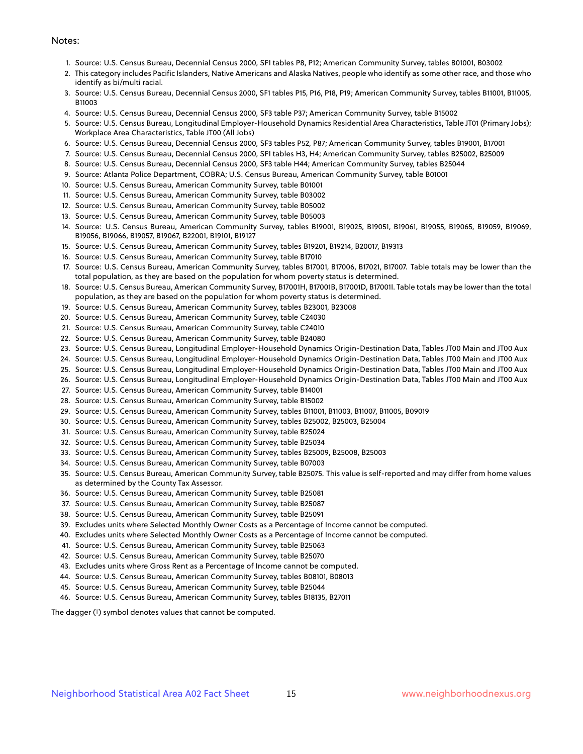Notes:

1. Source: U.S. Census Bureau, Decennial Census 2000, SF1 tables P8, P12; American Community Survey, tables B01001, B03002
2. This category includes Pacific Islanders, Native Americans and Alaska Natives, people who identify as some other race, and those who identify as bi/multi racial.
3. Source: U.S. Census Bureau, Decennial Census 2000, SF1 tables P15, P16, P18, P19; American Community Survey, tables B11001, B11005, B11003
4. Source: U.S. Census Bureau, Decennial Census 2000, SF3 table P37; American Community Survey, table B15002
5. Source: U.S. Census Bureau, Longitudinal Employer-Household Dynamics Residential Area Characteristics, Table JT01 (Primary Jobs); Workplace Area Characteristics, Table JT00 (All Jobs)
6. Source: U.S. Census Bureau, Decennial Census 2000, SF3 tables P52, P87; American Community Survey, tables B19001, B17001
7. Source: U.S. Census Bureau, Decennial Census 2000, SF1 tables H3, H4; American Community Survey, tables B25002, B25009
8. Source: U.S. Census Bureau, Decennial Census 2000, SF3 table H44; American Community Survey, tables B25044
9. Source: Atlanta Police Department, COBRA; U.S. Census Bureau, American Community Survey, table B01001
10. Source: U.S. Census Bureau, American Community Survey, table B01001
11. Source: U.S. Census Bureau, American Community Survey, table B03002
12. Source: U.S. Census Bureau, American Community Survey, table B05002
13. Source: U.S. Census Bureau, American Community Survey, table B05003
14. Source: U.S. Census Bureau, American Community Survey, tables B19001, B19025, B19051, B19061, B19055, B19065, B19059, B19069, B19056, B19066, B19057, B19067, B22001, B19101, B19127
15. Source: U.S. Census Bureau, American Community Survey, tables B19201, B19214, B20017, B19313
16. Source: U.S. Census Bureau, American Community Survey, table B17010
17. Source: U.S. Census Bureau, American Community Survey, tables B17001, B17006, B17021, B17007. Table totals may be lower than the total population, as they are based on the population for whom poverty status is determined.
18. Source: U.S. Census Bureau, American Community Survey, B17001H, B17001B, B17001D, B17001I. Table totals may be lower than the total population, as they are based on the population for whom poverty status is determined.
19. Source: U.S. Census Bureau, American Community Survey, tables B23001, B23008
20. Source: U.S. Census Bureau, American Community Survey, table C24030
21. Source: U.S. Census Bureau, American Community Survey, table C24010
22. Source: U.S. Census Bureau, American Community Survey, table B24080
23. Source: U.S. Census Bureau, Longitudinal Employer-Household Dynamics Origin-Destination Data, Tables JT00 Main and JT00 Aux
24. Source: U.S. Census Bureau, Longitudinal Employer-Household Dynamics Origin-Destination Data, Tables JT00 Main and JT00 Aux
25. Source: U.S. Census Bureau, Longitudinal Employer-Household Dynamics Origin-Destination Data, Tables JT00 Main and JT00 Aux
26. Source: U.S. Census Bureau, Longitudinal Employer-Household Dynamics Origin-Destination Data, Tables JT00 Main and JT00 Aux
27. Source: U.S. Census Bureau, American Community Survey, table B14001
28. Source: U.S. Census Bureau, American Community Survey, table B15002
29. Source: U.S. Census Bureau, American Community Survey, tables B11001, B11003, B11007, B11005, B09019
30. Source: U.S. Census Bureau, American Community Survey, tables B25002, B25003, B25004
31. Source: U.S. Census Bureau, American Community Survey, table B25024
32. Source: U.S. Census Bureau, American Community Survey, table B25034
33. Source: U.S. Census Bureau, American Community Survey, tables B25009, B25008, B25003
34. Source: U.S. Census Bureau, American Community Survey, table B07003
35. Source: U.S. Census Bureau, American Community Survey, table B25075. This value is self-reported and may differ from home values as determined by the County Tax Assessor.
36. Source: U.S. Census Bureau, American Community Survey, table B25081
37. Source: U.S. Census Bureau, American Community Survey, table B25087
38. Source: U.S. Census Bureau, American Community Survey, table B25091
39. Excludes units where Selected Monthly Owner Costs as a Percentage of Income cannot be computed.
40. Excludes units where Selected Monthly Owner Costs as a Percentage of Income cannot be computed.
41. Source: U.S. Census Bureau, American Community Survey, table B25063
42. Source: U.S. Census Bureau, American Community Survey, table B25070
43. Excludes units where Gross Rent as a Percentage of Income cannot be computed.
44. Source: U.S. Census Bureau, American Community Survey, tables B08101, B08013
45. Source: U.S. Census Bureau, American Community Survey, table B25044
46. Source: U.S. Census Bureau, American Community Survey, tables B18135, B27011

The dagger (†) symbol denotes values that cannot be computed.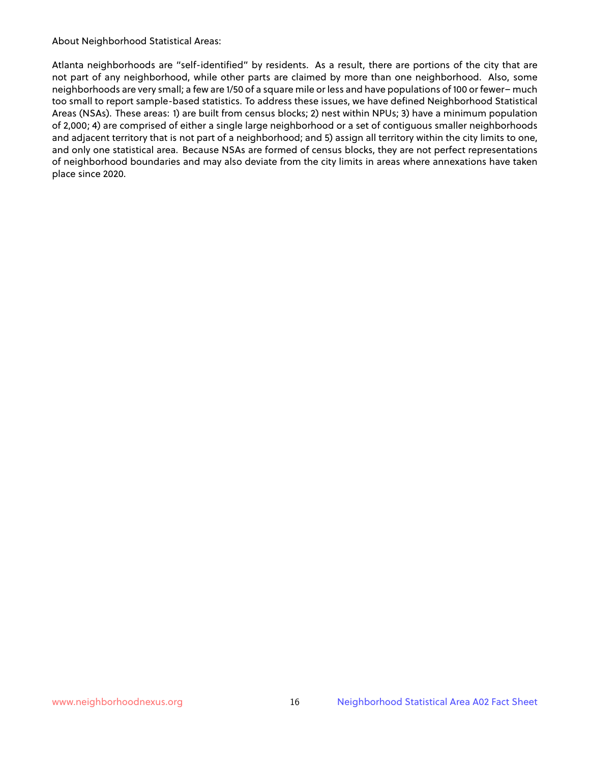About Neighborhood Statistical Areas:

Atlanta neighborhoods are "self-identified" by residents. As a result, there are portions of the city that are not part of any neighborhood, while other parts are claimed by more than one neighborhood. Also, some neighborhoods are very small; a few are 1/50 of a square mile or less and have populations of 100 or fewer– much too small to report sample-based statistics. To address these issues, we have defined Neighborhood Statistical Areas (NSAs). These areas: 1) are built from census blocks; 2) nest within NPUs; 3) have a minimum population of 2,000; 4) are comprised of either a single large neighborhood or a set of contiguous smaller neighborhoods and adjacent territory that is not part of a neighborhood; and 5) assign all territory within the city limits to one, and only one statistical area. Because NSAs are formed of census blocks, they are not perfect representations of neighborhood boundaries and may also deviate from the city limits in areas where annexations have taken place since 2020.